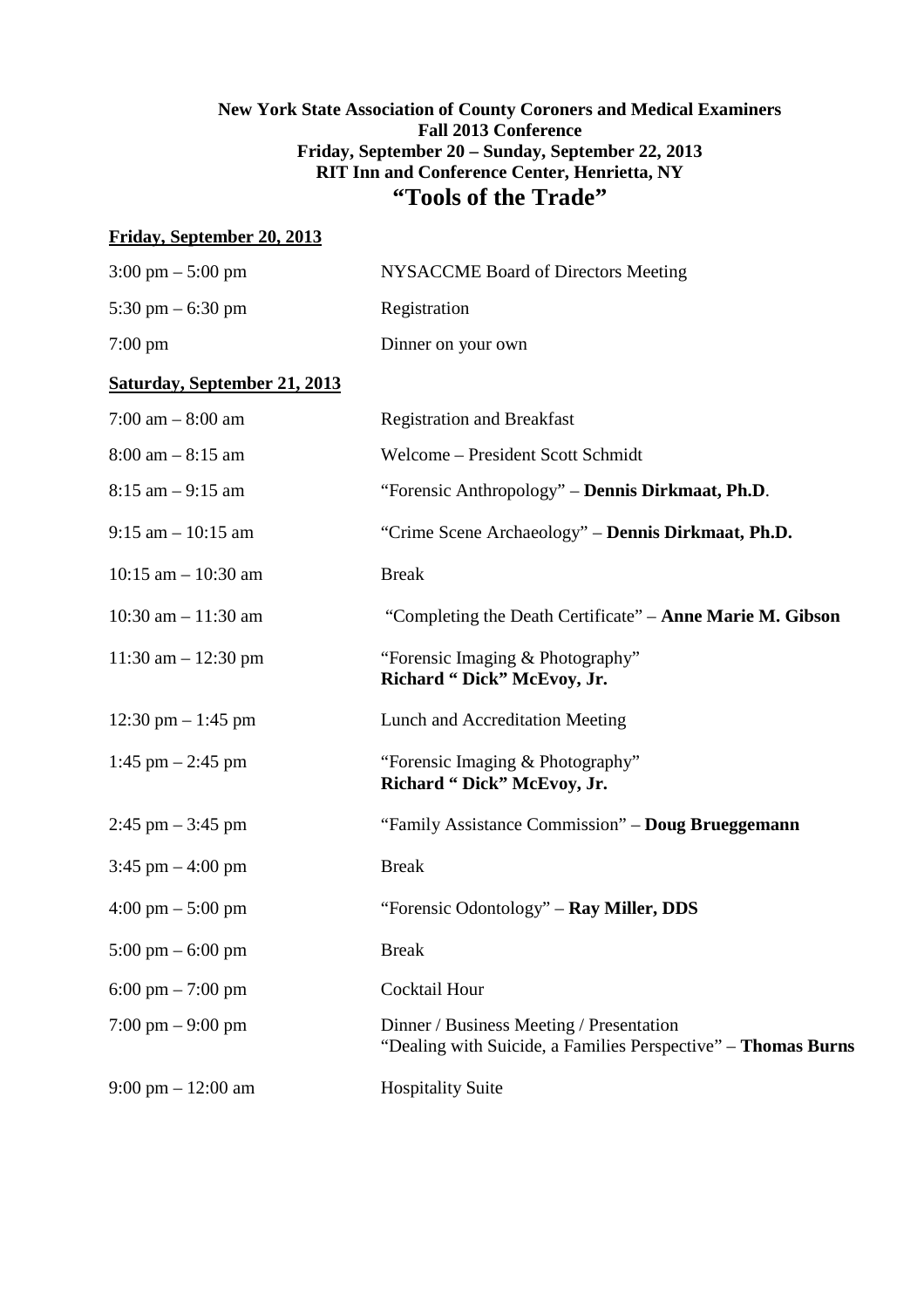**New York State Association of County Coroners and Medical Examiners**
**Fall 2013 Conference**
**Friday, September 20 – Sunday, September 22, 2013**
**RIT Inn and Conference Center, Henrietta, NY**

# "Tools of the Trade"

**Friday, September 20, 2013**

| | |
|---|---|
| 3:00 pm – 5:00 pm | NYSACCME Board of Directors Meeting |
| 5:30 pm – 6:30 pm | Registration |
| 7:00 pm | Dinner on your own |

**Saturday, September 21, 2013**

| | |
|---|---|
| 7:00 am – 8:00 am | Registration and Breakfast |
| 8:00 am – 8:15 am | Welcome – President Scott Schmidt |
| 8:15 am – 9:15 am | "Forensic Anthropology" – **Dennis Dirkmaat, Ph.D**. |
| 9:15 am – 10:15 am | "Crime Scene Archaeology" – **Dennis Dirkmaat, Ph.D.** |
| 10:15 am – 10:30 am | Break |
| 10:30 am – 11:30 am | "Completing the Death Certificate" – **Anne Marie M. Gibson** |
| 11:30 am – 12:30 pm | "Forensic Imaging & Photography" **Richard " Dick" McEvoy, Jr.** |
| 12:30 pm – 1:45 pm | Lunch and Accreditation Meeting |
| 1:45 pm – 2:45 pm | "Forensic Imaging & Photography" **Richard " Dick" McEvoy, Jr.** |
| 2:45 pm – 3:45 pm | "Family Assistance Commission" – **Doug Brueggemann** |
| 3:45 pm – 4:00 pm | Break |
| 4:00 pm – 5:00 pm | "Forensic Odontology" – **Ray Miller, DDS** |
| 5:00 pm – 6:00 pm | Break |
| 6:00 pm – 7:00 pm | Cocktail Hour |
| 7:00 pm – 9:00 pm | Dinner / Business Meeting / Presentation "Dealing with Suicide, a Families Perspective" – **Thomas Burns** |
| 9:00 pm – 12:00 am | Hospitality Suite |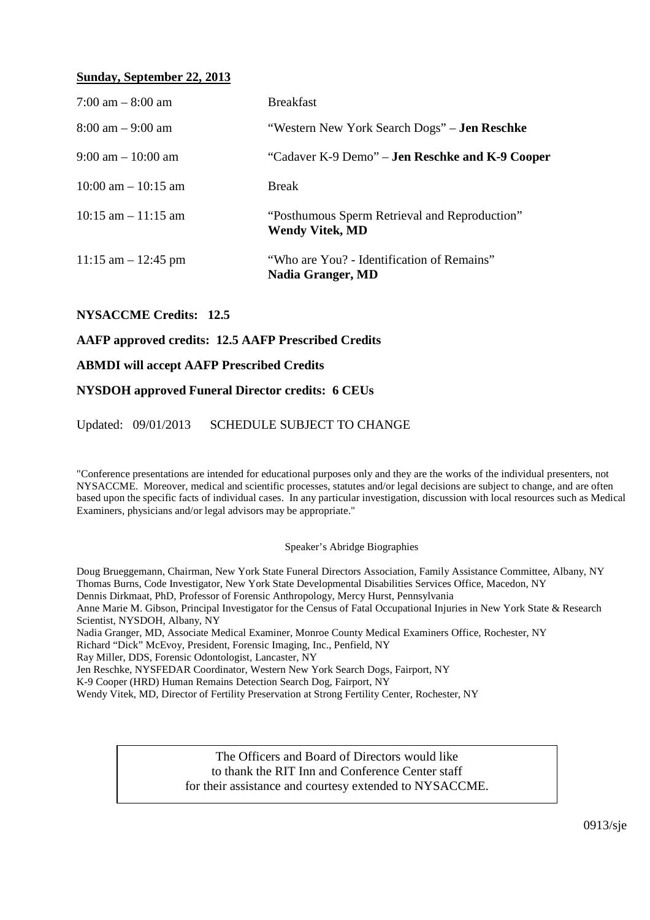**Sunday, September 22, 2013**

| | |
|---|---|
| 7:00 am – 8:00 am | Breakfast |
| 8:00 am – 9:00 am | "Western New York Search Dogs" – **Jen Reschke** |
| 9:00 am – 10:00 am | "Cadaver K-9 Demo" – **Jen Reschke and K-9 Cooper** |
| 10:00 am – 10:15 am | Break |
| 10:15 am – 11:15 am | "Posthumous Sperm Retrieval and Reproduction" **Wendy Vitek, MD** |
| 11:15 am – 12:45 pm | "Who are You? - Identification of Remains" **Nadia Granger, MD** |

**NYSACCME Credits: 12.5**

**AAFP approved credits: 12.5 AAFP Prescribed Credits**

**ABMDI will accept AAFP Prescribed Credits**

**NYSDOH approved Funeral Director credits: 6 CEUs**

Updated: 09/01/2013 SCHEDULE SUBJECT TO CHANGE

"Conference presentations are intended for educational purposes only and they are the works of the individual presenters, not NYSACCME. Moreover, medical and scientific processes, statutes and/or legal decisions are subject to change, and are often based upon the specific facts of individual cases. In any particular investigation, discussion with local resources such as Medical Examiners, physicians and/or legal advisors may be appropriate."

Speaker's Abridge Biographies

Doug Brueggemann, Chairman, New York State Funeral Directors Association, Family Assistance Committee, Albany, NY
Thomas Burns, Code Investigator, New York State Developmental Disabilities Services Office, Macedon, NY
Dennis Dirkmaat, PhD, Professor of Forensic Anthropology, Mercy Hurst, Pennsylvania
Anne Marie M. Gibson, Principal Investigator for the Census of Fatal Occupational Injuries in New York State & Research Scientist, NYSDOH, Albany, NY
Nadia Granger, MD, Associate Medical Examiner, Monroe County Medical Examiners Office, Rochester, NY
Richard "Dick" McEvoy, President, Forensic Imaging, Inc., Penfield, NY
Ray Miller, DDS, Forensic Odontologist, Lancaster, NY
Jen Reschke, NYSFEDAR Coordinator, Western New York Search Dogs, Fairport, NY
K-9 Cooper (HRD) Human Remains Detection Search Dog, Fairport, NY
Wendy Vitek, MD, Director of Fertility Preservation at Strong Fertility Center, Rochester, NY

The Officers and Board of Directors would like
to thank the RIT Inn and Conference Center staff
for their assistance and courtesy extended to NYSACCME.

0913/sje